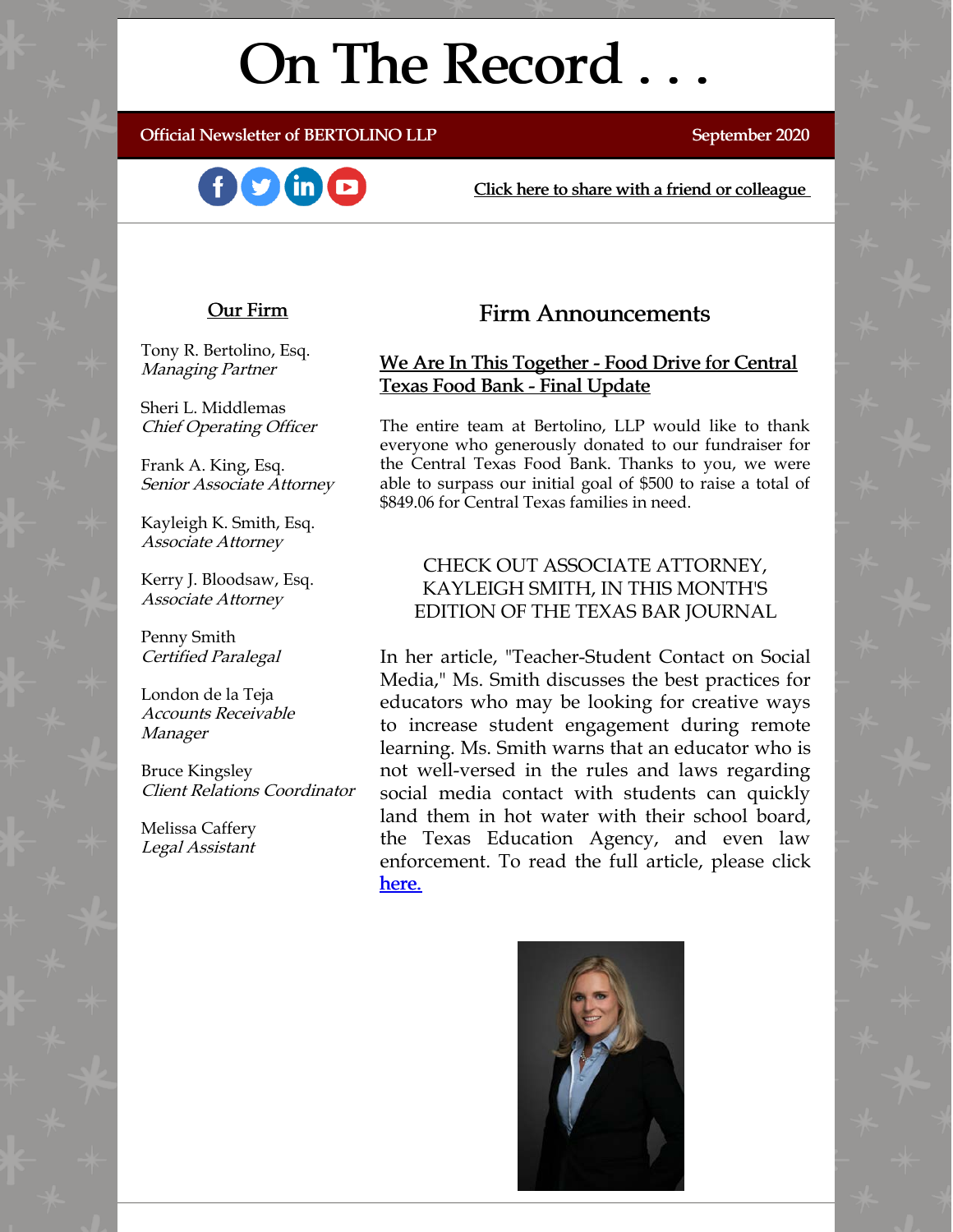# On The Record . . .

Official Newsletter of BERTOLINO LLP

September 2020

Click here to share with a friend or colleague

## Our Firm

Tony R. Bertolino, Esq.
*Managing Partner*

Sheri L. Middlemas
*Chief Operating Officer*

Frank A. King, Esq.
*Senior Associate Attorney*

Kayleigh K. Smith, Esq.
*Associate Attorney*

Kerry J. Bloodsaw, Esq.
*Associate Attorney*

Penny Smith
*Certified Paralegal*

London de la Teja
*Accounts Receivable Manager*

Bruce Kingsley
*Client Relations Coordinator*

Melissa Caffery
*Legal Assistant*

## Firm Announcements

### We Are In This Together - Food Drive for Central Texas Food Bank - Final Update

The entire team at Bertolino, LLP would like to thank everyone who generously donated to our fundraiser for the Central Texas Food Bank. Thanks to you, we were able to surpass our initial goal of $500 to raise a total of $849.06 for Central Texas families in need.

CHECK OUT ASSOCIATE ATTORNEY, KAYLEIGH SMITH, IN THIS MONTH'S EDITION OF THE TEXAS BAR JOURNAL

In her article, "Teacher-Student Contact on Social Media," Ms. Smith discusses the best practices for educators who may be looking for creative ways to increase student engagement during remote learning. Ms. Smith warns that an educator who is not well-versed in the rules and laws regarding social media contact with students can quickly land them in hot water with their school board, the Texas Education Agency, and even law enforcement. To read the full article, please click here.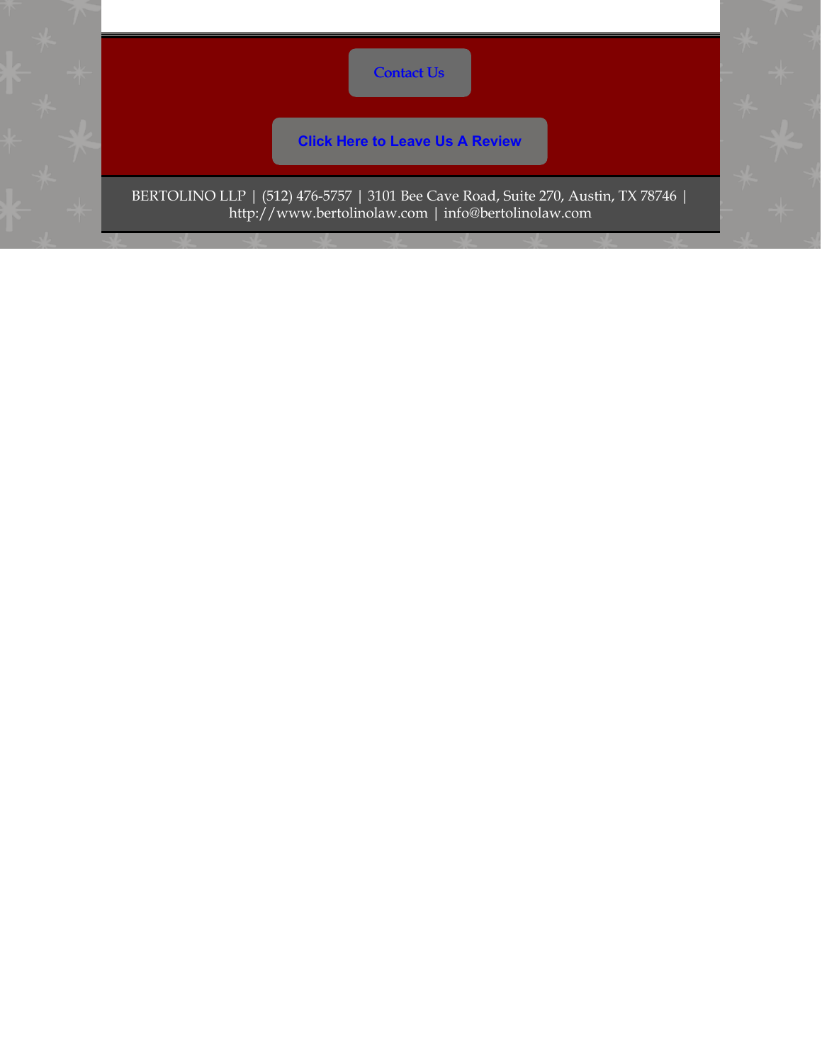Contact Us

Click Here to Leave Us A Review

BERTOLINO LLP | (512) 476-5757 | 3101 Bee Cave Road, Suite 270, Austin, TX 78746 | http://www.bertolinolaw.com | info@bertolinolaw.com